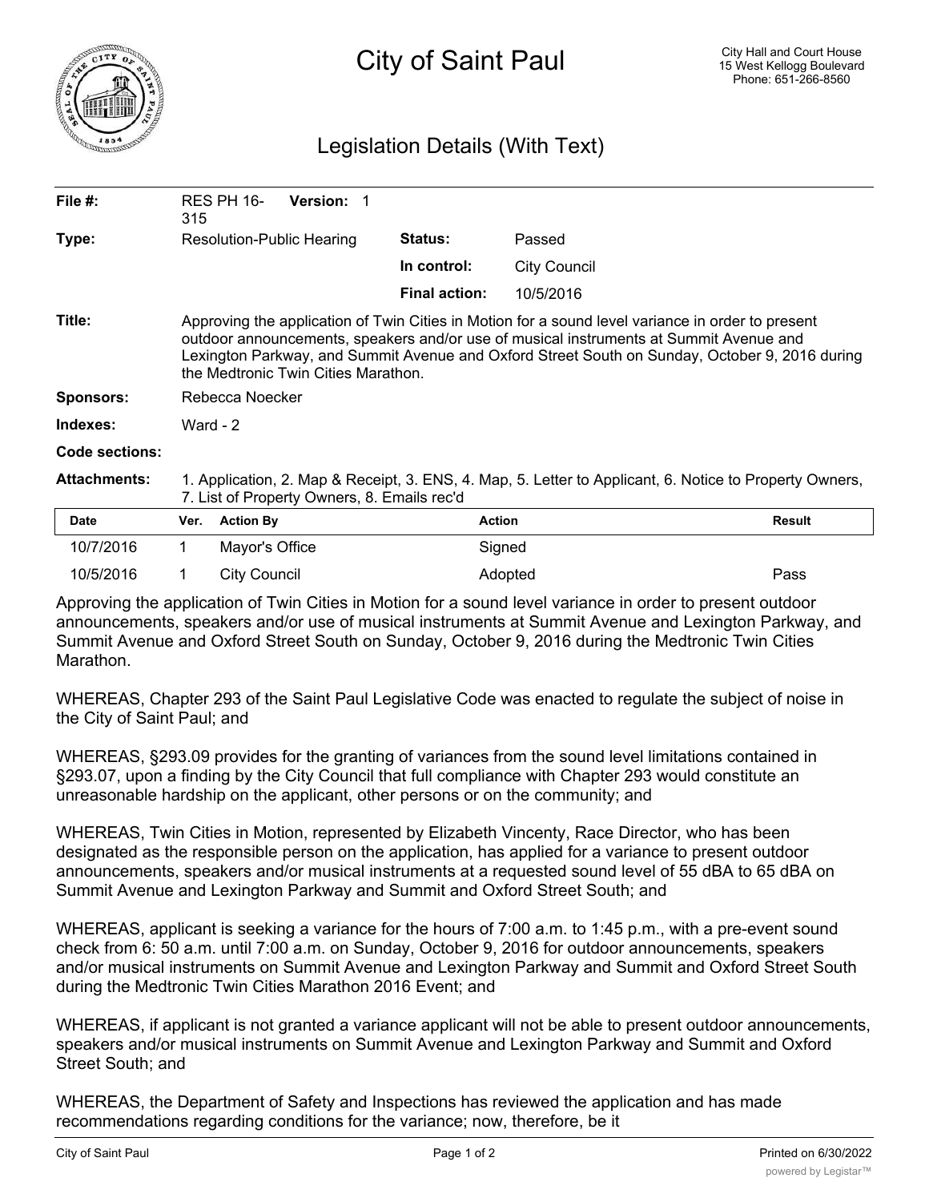# City of Saint Paul

City Hall and Court House
15 West Kellogg Boulevard
Phone: 651-266-8560

## Legislation Details (With Text)

| | | | |
|---|---|---|---|
| **File #:** | RES PH 16-315 **Version:** 1 | | |
| **Type:** | Resolution-Public Hearing | **Status:** | Passed |
| | | **In control:** | City Council |
| | | **Final action:** | 10/5/2016 |

**Title:** Approving the application of Twin Cities in Motion for a sound level variance in order to present outdoor announcements, speakers and/or use of musical instruments at Summit Avenue and Lexington Parkway, and Summit Avenue and Oxford Street South on Sunday, October 9, 2016 during the Medtronic Twin Cities Marathon.

**Sponsors:** Rebecca Noecker

**Indexes:** Ward - 2

**Code sections:**

**Attachments:** 1. Application, 2. Map & Receipt, 3. ENS, 4. Map, 5. Letter to Applicant, 6. Notice to Property Owners, 7. List of Property Owners, 8. Emails rec'd

| Date | Ver. | Action By | Action | Result |
|---|---|---|---|---|
| 10/7/2016 | 1 | Mayor's Office | Signed | |
| 10/5/2016 | 1 | City Council | Adopted | Pass |

Approving the application of Twin Cities in Motion for a sound level variance in order to present outdoor announcements, speakers and/or use of musical instruments at Summit Avenue and Lexington Parkway, and Summit Avenue and Oxford Street South on Sunday, October 9, 2016 during the Medtronic Twin Cities Marathon.

WHEREAS, Chapter 293 of the Saint Paul Legislative Code was enacted to regulate the subject of noise in the City of Saint Paul; and

WHEREAS, §293.09 provides for the granting of variances from the sound level limitations contained in §293.07, upon a finding by the City Council that full compliance with Chapter 293 would constitute an unreasonable hardship on the applicant, other persons or on the community; and

WHEREAS, Twin Cities in Motion, represented by Elizabeth Vincenty, Race Director, who has been designated as the responsible person on the application, has applied for a variance to present outdoor announcements, speakers and/or musical instruments at a requested sound level of 55 dBA to 65 dBA on Summit Avenue and Lexington Parkway and Summit and Oxford Street South; and

WHEREAS, applicant is seeking a variance for the hours of 7:00 a.m. to 1:45 p.m., with a pre-event sound check from 6: 50 a.m. until 7:00 a.m. on Sunday, October 9, 2016 for outdoor announcements, speakers and/or musical instruments on Summit Avenue and Lexington Parkway and Summit and Oxford Street South during the Medtronic Twin Cities Marathon 2016 Event; and

WHEREAS, if applicant is not granted a variance applicant will not be able to present outdoor announcements, speakers and/or musical instruments on Summit Avenue and Lexington Parkway and Summit and Oxford Street South; and

WHEREAS, the Department of Safety and Inspections has reviewed the application and has made recommendations regarding conditions for the variance; now, therefore, be it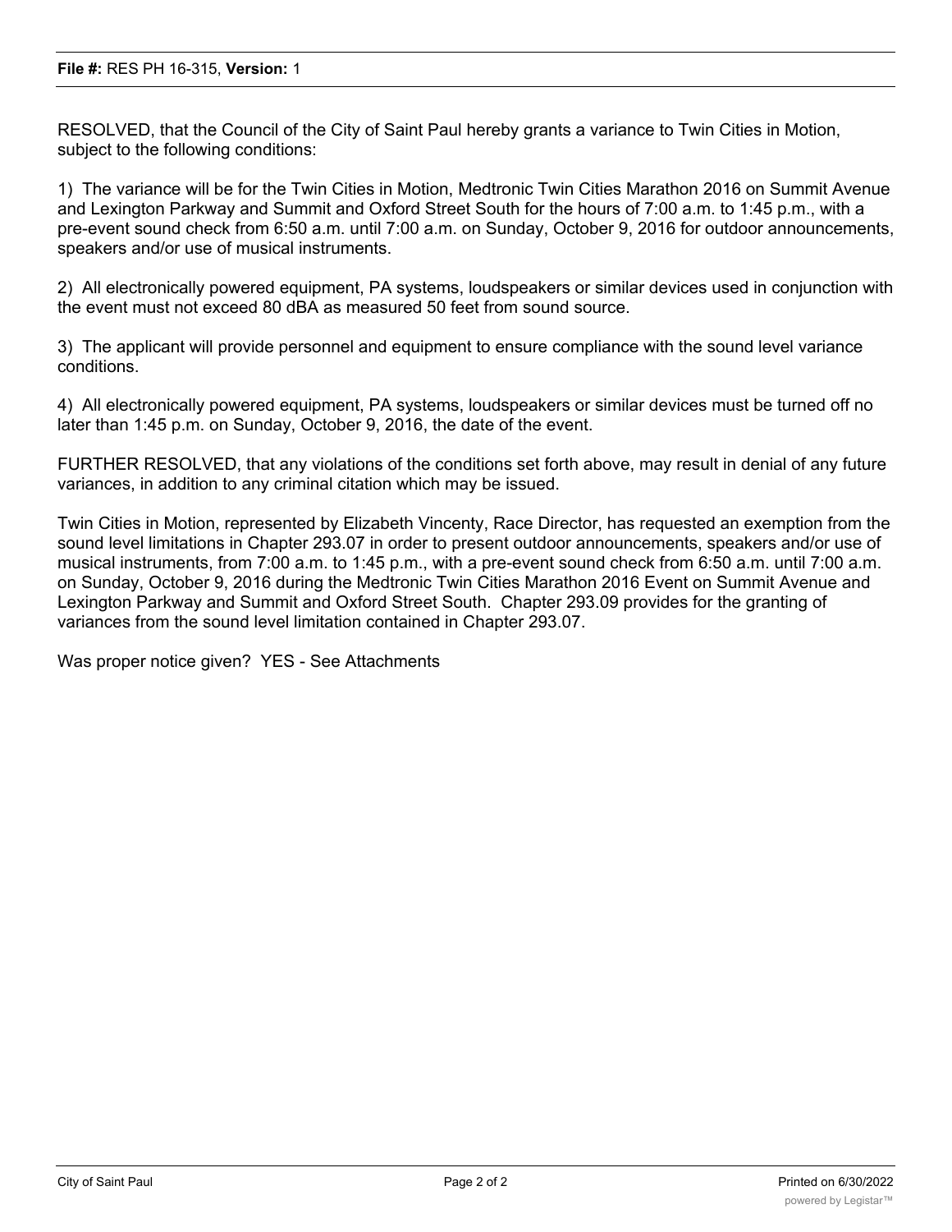RESOLVED, that the Council of the City of Saint Paul hereby grants a variance to Twin Cities in Motion, subject to the following conditions:

1) The variance will be for the Twin Cities in Motion, Medtronic Twin Cities Marathon 2016 on Summit Avenue and Lexington Parkway and Summit and Oxford Street South for the hours of 7:00 a.m. to 1:45 p.m., with a pre-event sound check from 6:50 a.m. until 7:00 a.m. on Sunday, October 9, 2016 for outdoor announcements, speakers and/or use of musical instruments.

2) All electronically powered equipment, PA systems, loudspeakers or similar devices used in conjunction with the event must not exceed 80 dBA as measured 50 feet from sound source.

3) The applicant will provide personnel and equipment to ensure compliance with the sound level variance conditions.

4) All electronically powered equipment, PA systems, loudspeakers or similar devices must be turned off no later than 1:45 p.m. on Sunday, October 9, 2016, the date of the event.

FURTHER RESOLVED, that any violations of the conditions set forth above, may result in denial of any future variances, in addition to any criminal citation which may be issued.

Twin Cities in Motion, represented by Elizabeth Vincenty, Race Director, has requested an exemption from the sound level limitations in Chapter 293.07 in order to present outdoor announcements, speakers and/or use of musical instruments, from 7:00 a.m. to 1:45 p.m., with a pre-event sound check from 6:50 a.m. until 7:00 a.m. on Sunday, October 9, 2016 during the Medtronic Twin Cities Marathon 2016 Event on Summit Avenue and Lexington Parkway and Summit and Oxford Street South. Chapter 293.09 provides for the granting of variances from the sound level limitation contained in Chapter 293.07.

Was proper notice given? YES - See Attachments